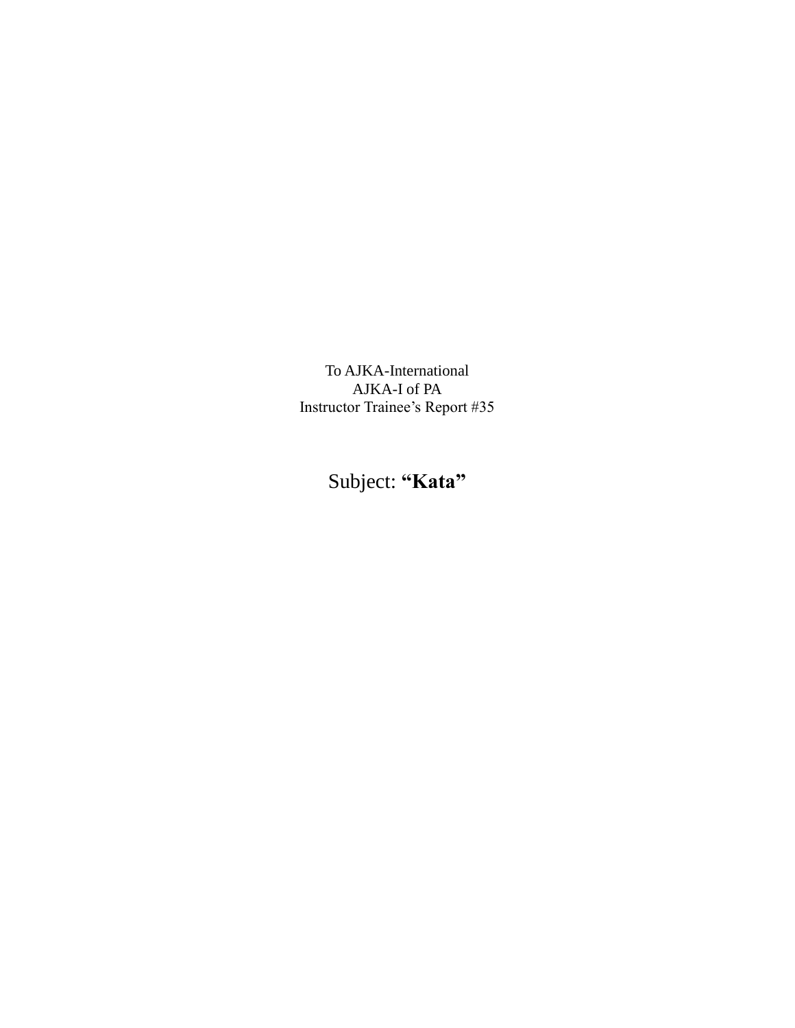To AJKA-International
AJKA-I of PA
Instructor Trainee's Report #35

Subject: **"Kata"**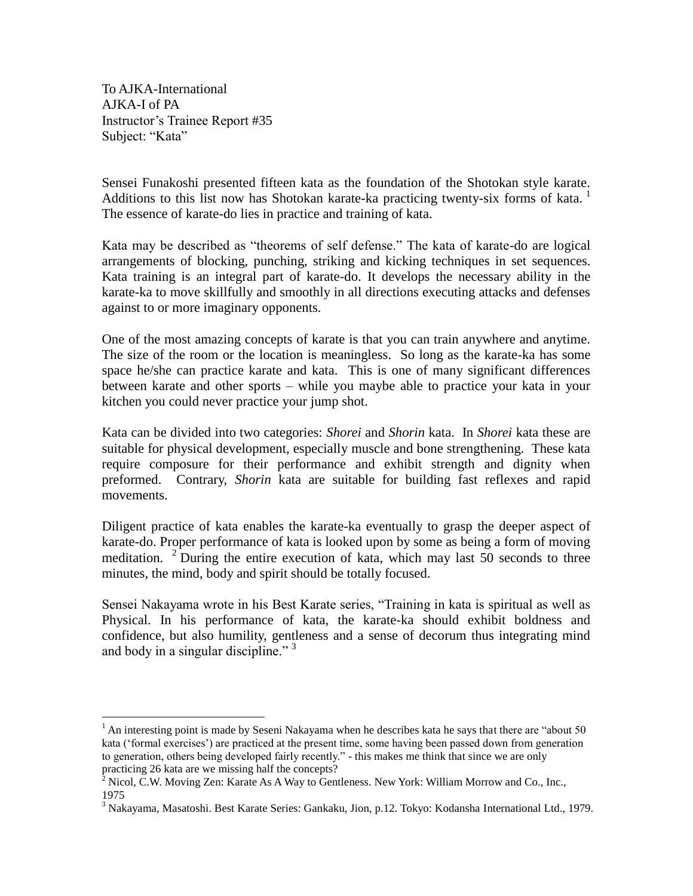To AJKA-International
AJKA-I of PA
Instructor's Trainee Report #35
Subject: "Kata"

Sensei Funakoshi presented fifteen kata as the foundation of the Shotokan style karate. Additions to this list now has Shotokan karate-ka practicing twenty-six forms of kata. [1] The essence of karate-do lies in practice and training of kata.

Kata may be described as "theorems of self defense." The kata of karate-do are logical arrangements of blocking, punching, striking and kicking techniques in set sequences. Kata training is an integral part of karate-do. It develops the necessary ability in the karate-ka to move skillfully and smoothly in all directions executing attacks and defenses against to or more imaginary opponents.

One of the most amazing concepts of karate is that you can train anywhere and anytime. The size of the room or the location is meaningless. So long as the karate-ka has some space he/she can practice karate and kata. This is one of many significant differences between karate and other sports – while you maybe able to practice your kata in your kitchen you could never practice your jump shot.

Kata can be divided into two categories: *Shorei* and *Shorin* kata. In *Shorei* kata these are suitable for physical development, especially muscle and bone strengthening. These kata require composure for their performance and exhibit strength and dignity when preformed. Contrary, *Shorin* kata are suitable for building fast reflexes and rapid movements.

Diligent practice of kata enables the karate-ka eventually to grasp the deeper aspect of karate-do. Proper performance of kata is looked upon by some as being a form of moving meditation. [2] During the entire execution of kata, which may last 50 seconds to three minutes, the mind, body and spirit should be totally focused.

Sensei Nakayama wrote in his Best Karate series, "Training in kata is spiritual as well as Physical. In his performance of kata, the karate-ka should exhibit boldness and confidence, but also humility, gentleness and a sense of decorum thus integrating mind and body in a singular discipline." [3]

---

[1] An interesting point is made by Seseni Nakayama when he describes kata he says that there are "about 50 kata ('formal exercises') are practiced at the present time, some having been passed down from generation to generation, others being developed fairly recently." - this makes me think that since we are only practicing 26 kata are we missing half the concepts?

[2] Nicol, C.W. Moving Zen: Karate As A Way to Gentleness. New York: William Morrow and Co., Inc., 1975

[3] Nakayama, Masatoshi. Best Karate Series: Gankaku, Jion, p.12. Tokyo: Kodansha International Ltd., 1979.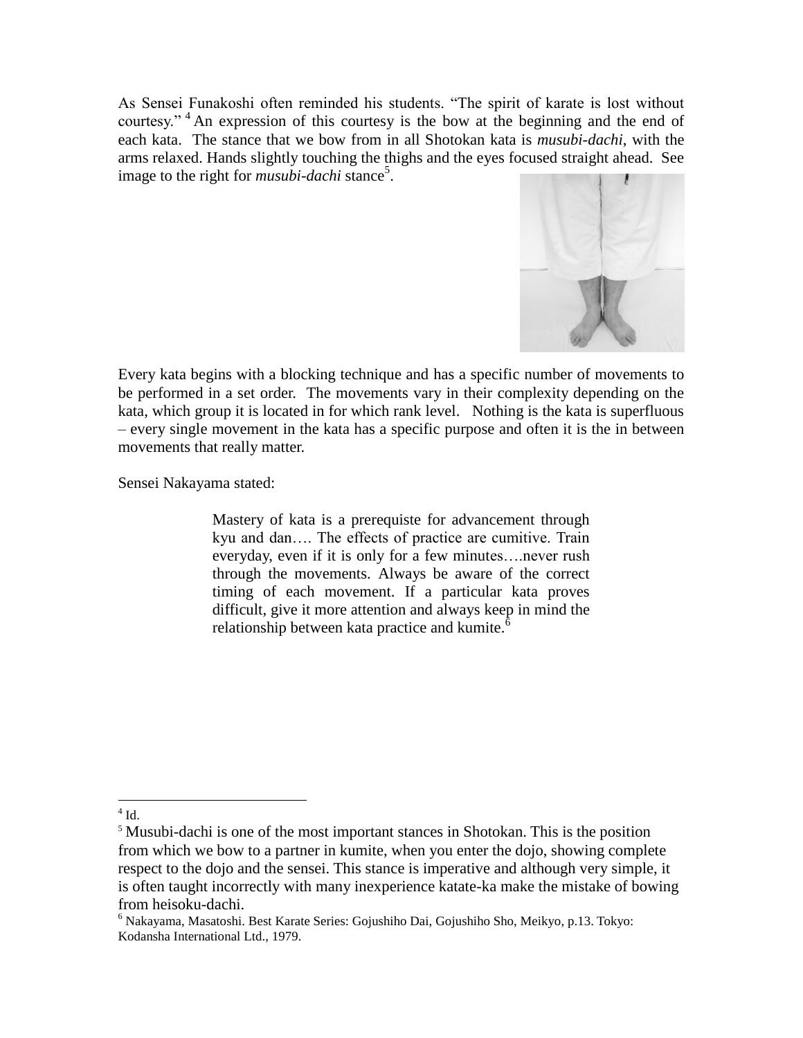As Sensei Funakoshi often reminded his students. “The spirit of karate is lost without courtesy.” [4] An expression of this courtesy is the bow at the beginning and the end of each kata. The stance that we bow from in all Shotokan kata is *musubi-dachi*, with the arms relaxed. Hands slightly touching the thighs and the eyes focused straight ahead. See image to the right for *musubi-dachi* stance[5].

Every kata begins with a blocking technique and has a specific number of movements to be performed in a set order. The movements vary in their complexity depending on the kata, which group it is located in for which rank level. Nothing is the kata is superfluous – every single movement in the kata has a specific purpose and often it is the in between movements that really matter.

Sensei Nakayama stated:

> Mastery of kata is a prerequiste for advancement through kyu and dan…. The effects of practice are cumitive. Train everyday, even if it is only for a few minutes….never rush through the movements. Always be aware of the correct timing of each movement. If a particular kata proves difficult, give it more attention and always keep in mind the relationship between kata practice and kumite.[6]

---

[4] Id.

[5] Musubi-dachi is one of the most important stances in Shotokan. This is the position from which we bow to a partner in kumite, when you enter the dojo, showing complete respect to the dojo and the sensei. This stance is imperative and although very simple, it is often taught incorrectly with many inexperience katate-ka make the mistake of bowing from heisoku-dachi.

[6] Nakayama, Masatoshi. Best Karate Series: Gojushiho Dai, Gojushiho Sho, Meikyo, p.13. Tokyo: Kodansha International Ltd., 1979.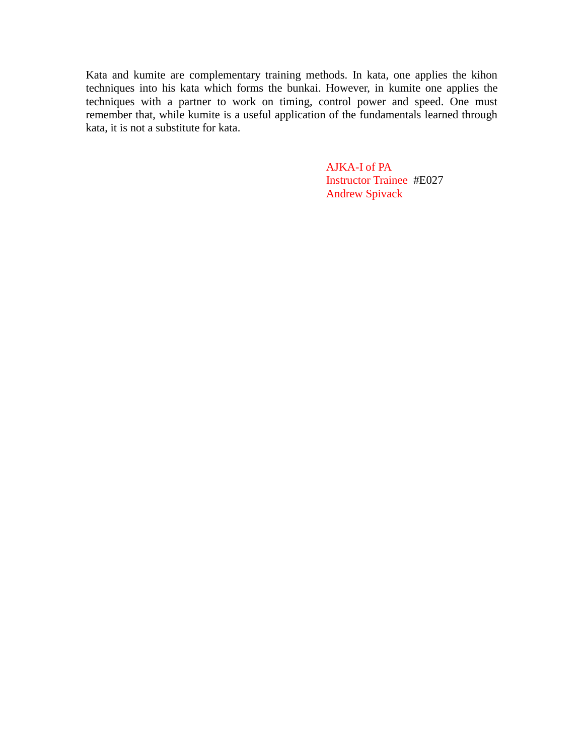Kata and kumite are complementary training methods. In kata, one applies the kihon techniques into his kata which forms the bunkai. However, in kumite one applies the techniques with a partner to work on timing, control power and speed. One must remember that, while kumite is a useful application of the fundamentals learned through kata, it is not a substitute for kata.

AJKA-I of PA  
Instructor Trainee #E027  
Andrew Spivack